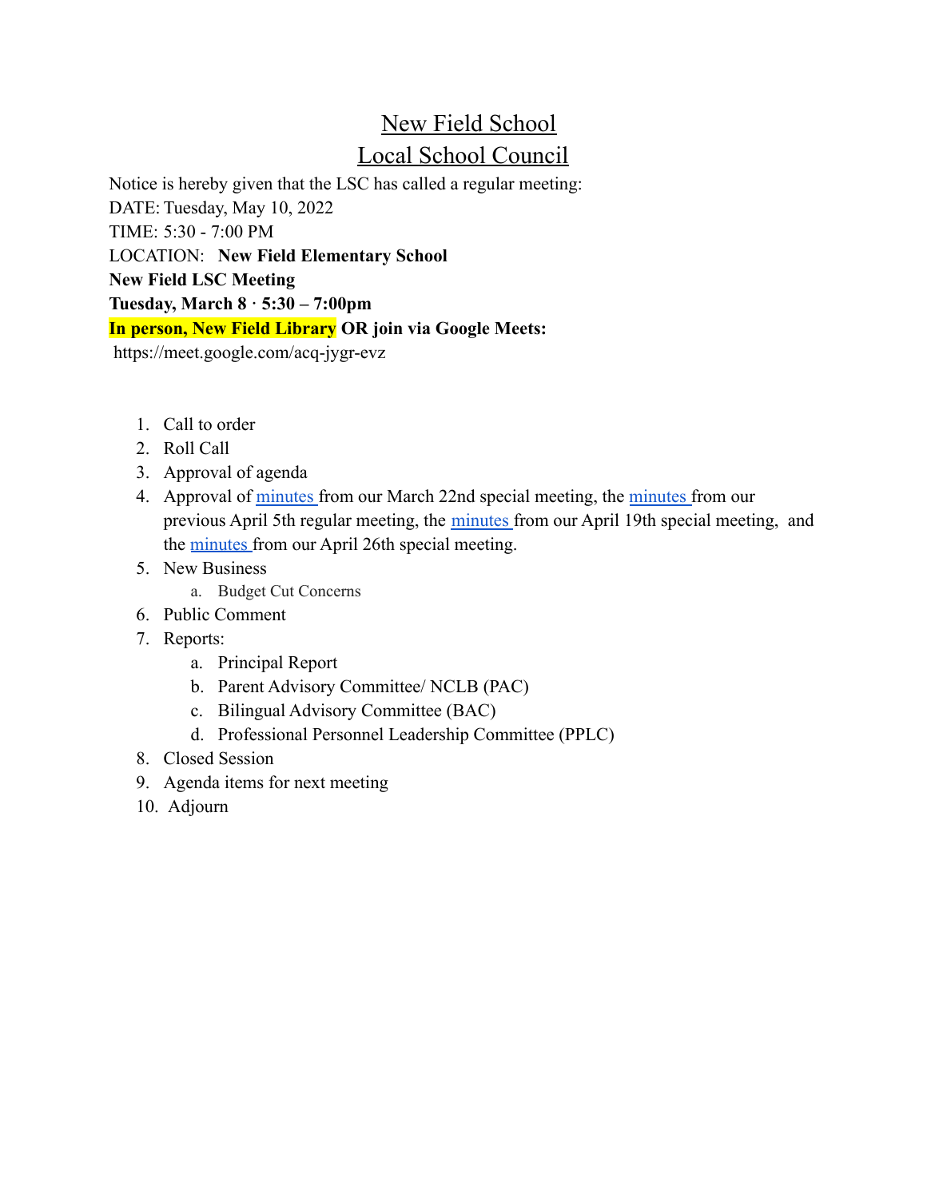# New Field School
# Local School Council

Notice is hereby given that the LSC has called a regular meeting:

DATE: Tuesday, May 10, 2022

TIME: 5:30 - 7:00 PM

LOCATION: **New Field Elementary School**

**New Field LSC Meeting**

**Tuesday, March 8 · 5:30 – 7:00pm**

**In person, New Field Library OR join via Google Meets:**

https://meet.google.com/acq-jygr-evz

1. Call to order
2. Roll Call
3. Approval of agenda
4. Approval of minutes from our March 22nd special meeting, the minutes from our previous April 5th regular meeting, the minutes from our April 19th special meeting, and the minutes from our April 26th special meeting.
5. New Business
   a. Budget Cut Concerns
6. Public Comment
7. Reports:
   a. Principal Report
   b. Parent Advisory Committee/ NCLB (PAC)
   c. Bilingual Advisory Committee (BAC)
   d. Professional Personnel Leadership Committee (PPLC)
8. Closed Session
9. Agenda items for next meeting
10. Adjourn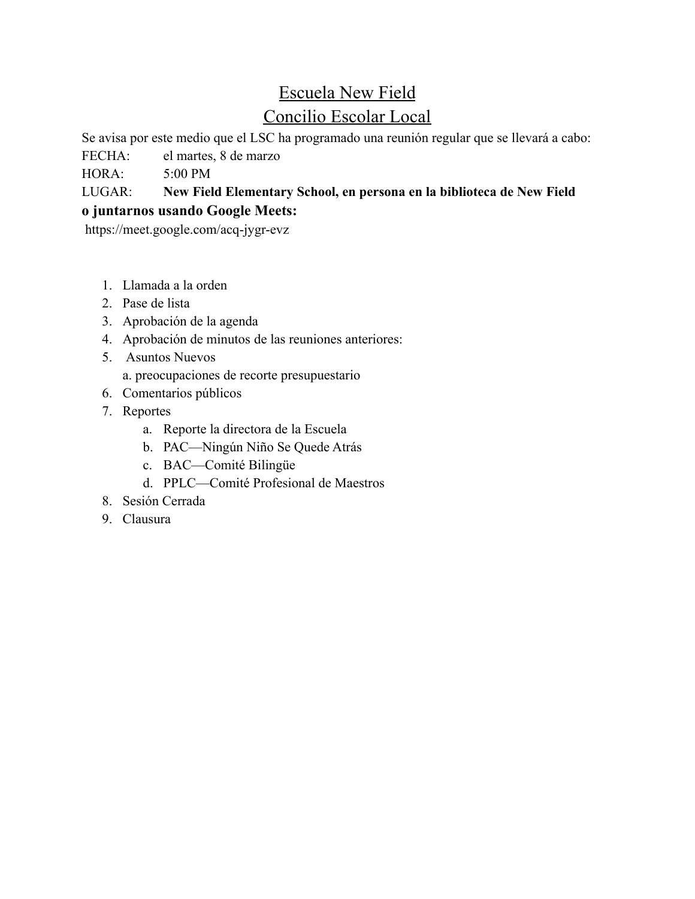# Escuela New Field

## Concilio Escolar Local

Se avisa por este medio que el LSC ha programado una reunión regular que se llevará a cabo:

FECHA: el martes, 8 de marzo

HORA: 5:00 PM

LUGAR: **New Field Elementary School, en persona en la biblioteca de New Field o juntarnos usando Google Meets:**

https://meet.google.com/acq-jygr-evz

1. Llamada a la orden
2. Pase de lista
3. Aprobación de la agenda
4. Aprobación de minutos de las reuniones anteriores:
5. Asuntos Nuevos
   a. preocupaciones de recorte presupuestario
6. Comentarios públicos
7. Reportes
   a. Reporte la directora de la Escuela
   b. PAC—Ningún Niño Se Quede Atrás
   c. BAC—Comité Bilingüe
   d. PPLC—Comité Profesional de Maestros
8. Sesión Cerrada
9. Clausura